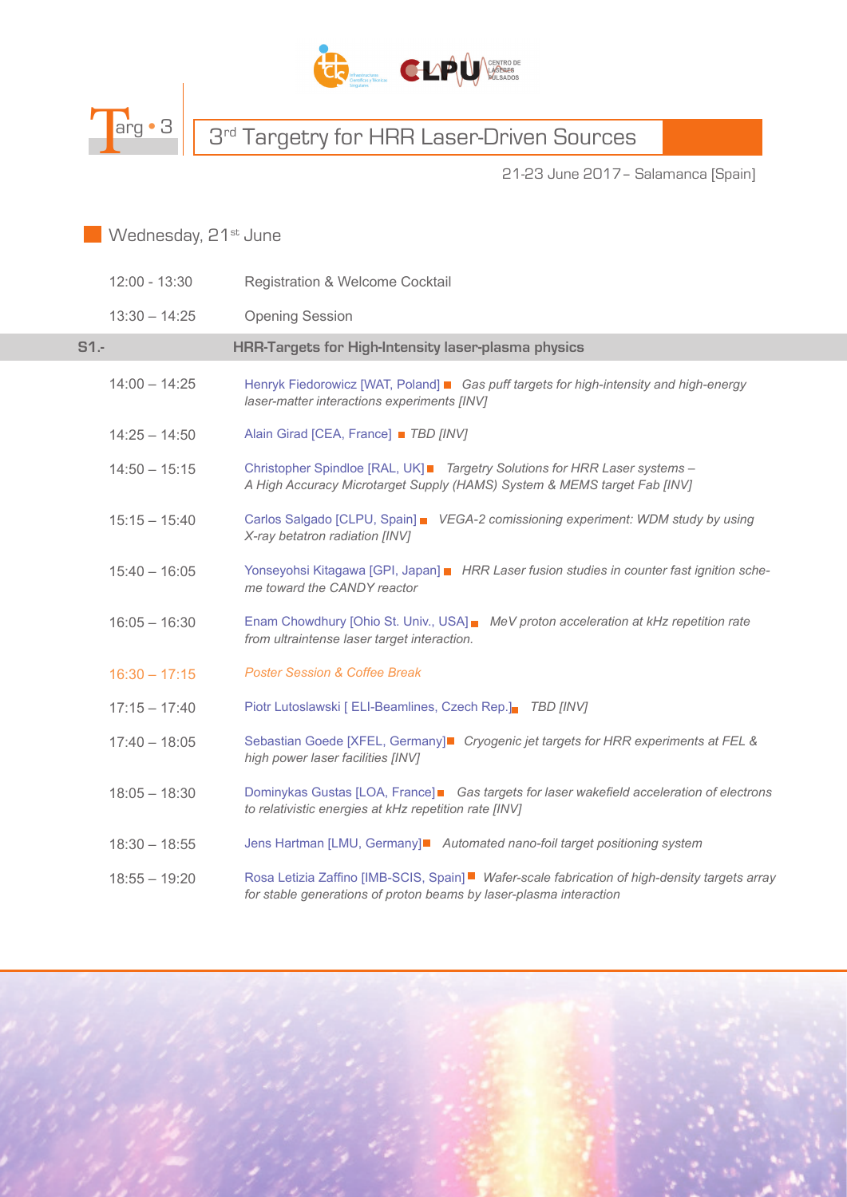# 3rd Targetry for HRR Laser-Driven Sources

Targ • 3

21-23 June 2017 – Salamanca [Spain]

## Wednesday, 21st June

| | |
|---|---|
| 12:00 - 13:30 | Registration & Welcome Cocktail |
| 13:30 – 14:25 | Opening Session |

### S1.- HRR-Targets for High-Intensity laser-plasma physics

| | |
|---|---|
| 14:00 – 14:25 | Henryk Fiedorowicz [WAT, Poland] *Gas puff targets for high-intensity and high-energy laser-matter interactions experiments [INV]* |
| 14:25 – 14:50 | Alain Girad [CEA, France] *TBD [INV]* |
| 14:50 – 15:15 | Christopher Spindloe [RAL, UK] *Targetry Solutions for HRR Laser systems – A High Accuracy Microtarget Supply (HAMS) System & MEMS target Fab [INV]* |
| 15:15 – 15:40 | Carlos Salgado [CLPU, Spain] *VEGA-2 comissioning experiment: WDM study by using X-ray betatron radiation [INV]* |
| 15:40 – 16:05 | Yonseyohsi Kitagawa [GPI, Japan] *HRR Laser fusion studies in counter fast ignition scheme toward the CANDY reactor* |
| 16:05 – 16:30 | Enam Chowdhury [Ohio St. Univ., USA] *MeV proton acceleration at kHz repetition rate from ultraintense laser target interaction.* |
| 16:30 – 17:15 | *Poster Session & Coffee Break* |
| 17:15 – 17:40 | Piotr Lutoslawski [ ELI-Beamlines, Czech Rep.] *TBD [INV]* |
| 17:40 – 18:05 | Sebastian Goede [XFEL, Germany] *Cryogenic jet targets for HRR experiments at FEL & high power laser facilities [INV]* |
| 18:05 – 18:30 | Dominykas Gustas [LOA, France] *Gas targets for laser wakefield acceleration of electrons to relativistic energies at kHz repetition rate [INV]* |
| 18:30 – 18:55 | Jens Hartman [LMU, Germany] *Automated nano-foil target positioning system* |
| 18:55 – 19:20 | Rosa Letizia Zaffino [IMB-SCIS, Spain] *Wafer-scale fabrication of high-density targets array for stable generations of proton beams by laser-plasma interaction* |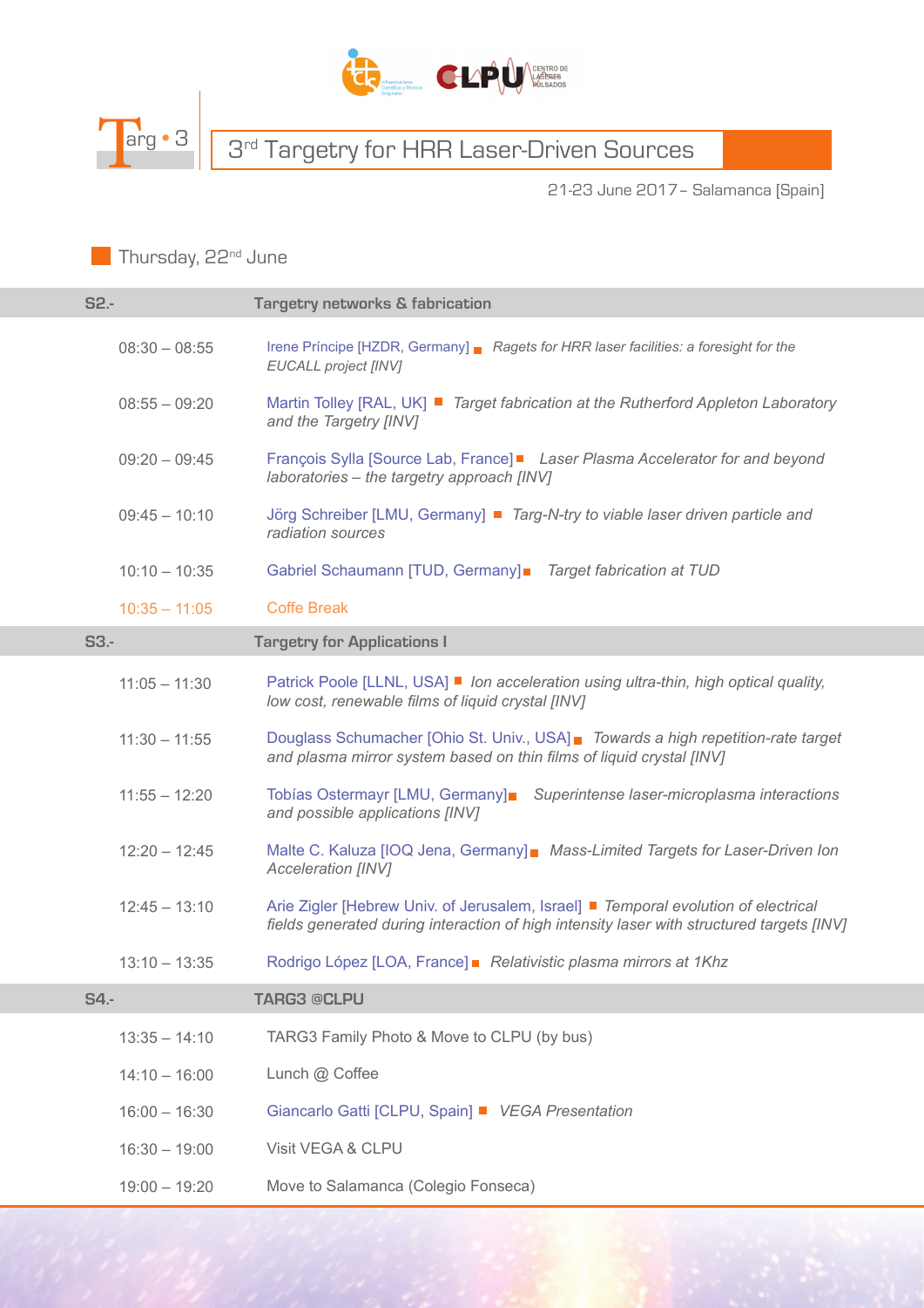# 3rd Targetry for HRR Laser-Driven Sources

21-23 June 2017 – Salamanca [Spain]

## Thursday, 22nd June

| | |
|---|---|
| **S2.-** | **Targetry networks & fabrication** |
| 08:30 – 08:55 | Irene Príncipe [HZDR, Germany] ■ *Ragets for HRR laser facilities: a foresight for the EUCALL project [INV]* |
| 08:55 – 09:20 | Martin Tolley [RAL, UK] ■ *Target fabrication at the Rutherford Appleton Laboratory and the Targetry [INV]* |
| 09:20 – 09:45 | François Sylla [Source Lab, France] ■ *Laser Plasma Accelerator for and beyond laboratories – the targetry approach [INV]* |
| 09:45 – 10:10 | Jörg Schreiber [LMU, Germany] ■ *Targ-N-try to viable laser driven particle and radiation sources* |
| 10:10 – 10:35 | Gabriel Schaumann [TUD, Germany] ■ *Target fabrication at TUD* |
| 10:35 – 11:05 | Coffe Break |
| **S3.-** | **Targetry for Applications I** |
| 11:05 – 11:30 | Patrick Poole [LLNL, USA] ■ *Ion acceleration using ultra-thin, high optical quality, low cost, renewable films of liquid crystal [INV]* |
| 11:30 – 11:55 | Douglass Schumacher [Ohio St. Univ., USA] ■ *Towards a high repetition-rate target and plasma mirror system based on thin films of liquid crystal [INV]* |
| 11:55 – 12:20 | Tobías Ostermayr [LMU, Germany] ■ *Superintense laser-microplasma interactions and possible applications [INV]* |
| 12:20 – 12:45 | Malte C. Kaluza [IOQ Jena, Germany] ■ *Mass-Limited Targets for Laser-Driven Ion Acceleration [INV]* |
| 12:45 – 13:10 | Arie Zigler [Hebrew Univ. of Jerusalem, Israel] ■ *Temporal evolution of electrical fields generated during interaction of high intensity laser with structured targets [INV]* |
| 13:10 – 13:35 | Rodrigo López [LOA, France] ■ *Relativistic plasma mirrors at 1Khz* |
| **S4.-** | **TARG3 @CLPU** |
| 13:35 – 14:10 | TARG3 Family Photo & Move to CLPU (by bus) |
| 14:10 – 16:00 | Lunch @ Coffee |
| 16:00 – 16:30 | Giancarlo Gatti [CLPU, Spain] ■ *VEGA Presentation* |
| 16:30 – 19:00 | Visit VEGA & CLPU |
| 19:00 – 19:20 | Move to Salamanca (Colegio Fonseca) |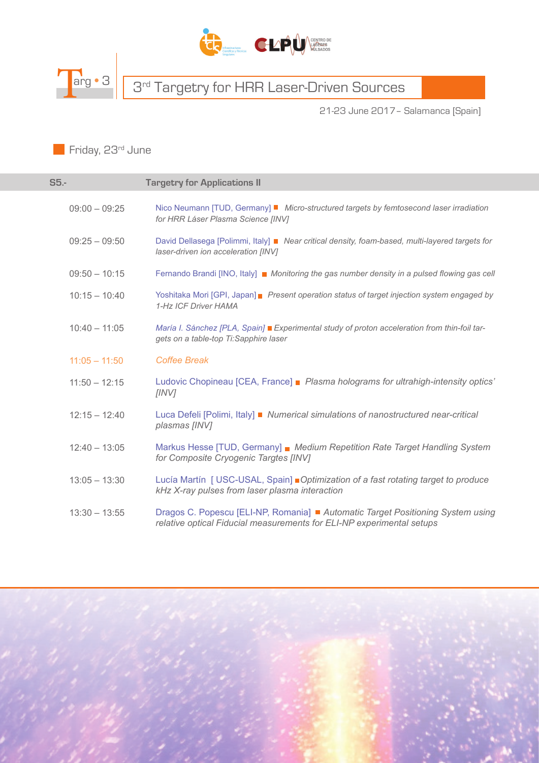# 3rd Targetry for HRR Laser-Driven Sources

21-23 June 2017 – Salamanca [Spain]

## Friday, 23rd June

| S5.- | Targetry for Applications II |
|---|---|
| 09:00 – 09:25 | Nico Neumann [TUD, Germany] ■ *Micro-structured targets by femtosecond laser irradiation for HRR Láser Plasma Science [INV]* |
| 09:25 – 09:50 | David Dellasega [Polimmi, Italy] ■ *Near critical density, foam-based, multi-layered targets for laser-driven ion acceleration [INV]* |
| 09:50 – 10:15 | Fernando Brandi [INO, Italy] ■ *Monitoring the gas number density in a pulsed flowing gas cell* |
| 10:15 – 10:40 | Yoshitaka Mori [GPI, Japan] ■ *Present operation status of target injection system engaged by 1-Hz ICF Driver HAMA* |
| 10:40 – 11:05 | *María I. Sánchez [PLA, Spain]* ■ *Experimental study of proton acceleration from thin-foil targets on a table-top Ti:Sapphire laser* |
| 11:05 – 11:50 | *Coffee Break* |
| 11:50 – 12:15 | Ludovic Chopineau [CEA, France] ■ *Plasma holograms for ultrahigh-intensity optics' [INV]* |
| 12:15 – 12:40 | Luca Defeli [Polimi, Italy] ■ *Numerical simulations of nanostructured near-critical plasmas [INV]* |
| 12:40 – 13:05 | Markus Hesse [TUD, Germany] ■ *Medium Repetition Rate Target Handling System for Composite Cryogenic Targtes [INV]* |
| 13:05 – 13:30 | Lucía Martín [ USC-USAL, Spain] ■ *Optimization of a fast rotating target to produce kHz X-ray pulses from laser plasma interaction* |
| 13:30 – 13:55 | Dragos C. Popescu [ELI-NP, Romania] ■ *Automatic Target Positioning System using relative optical Fiducial measurements for ELI-NP experimental setups* |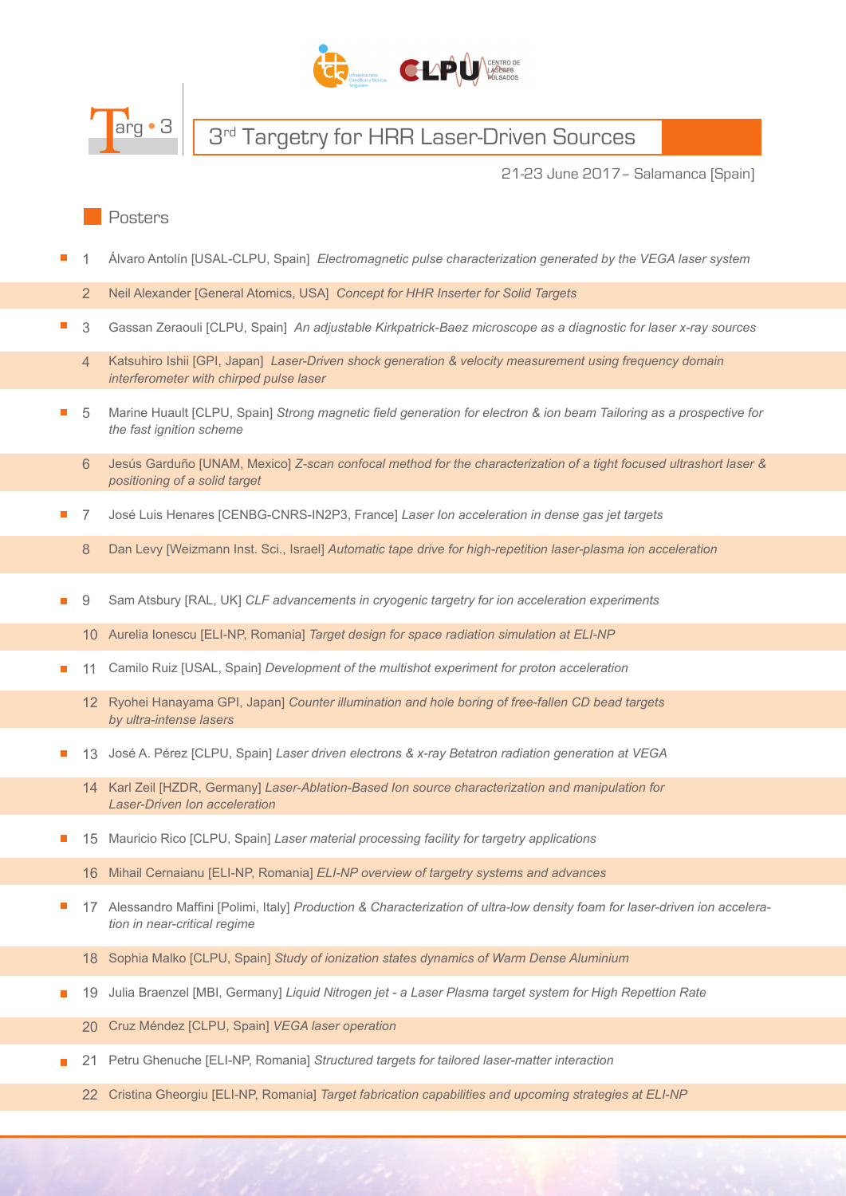# 3rd Targetry for HRR Laser-Driven Sources

21-23 June 2017 – Salamanca [Spain]

## Posters

1. Álvaro Antolín [USAL-CLPU, Spain] *Electromagnetic pulse characterization generated by the VEGA laser system*
2. Neil Alexander [General Atomics, USA] *Concept for HHR Inserter for Solid Targets*
3. Gassan Zeraouli [CLPU, Spain] *An adjustable Kirkpatrick-Baez microscope as a diagnostic for laser x-ray sources*
4. Katsuhiro Ishii [GPI, Japan] *Laser-Driven shock generation & velocity measurement using frequency domain interferometer with chirped pulse laser*
5. Marine Huault [CLPU, Spain] *Strong magnetic field generation for electron & ion beam Tailoring as a prospective for the fast ignition scheme*
6. Jesús Garduño [UNAM, Mexico] *Z-scan confocal method for the characterization of a tight focused ultrashort laser & positioning of a solid target*
7. José Luis Henares [CENBG-CNRS-IN2P3, France] *Laser Ion acceleration in dense gas jet targets*
8. Dan Levy [Weizmann Inst. Sci., Israel] *Automatic tape drive for high-repetition laser-plasma ion acceleration*
9. Sam Atsbury [RAL, UK] *CLF advancements in cryogenic targetry for ion acceleration experiments*
10. Aurelia Ionescu [ELI-NP, Romania] *Target design for space radiation simulation at ELI-NP*
11. Camilo Ruiz [USAL, Spain] *Development of the multishot experiment for proton acceleration*
12. Ryohei Hanayama GPI, Japan] *Counter illumination and hole boring of free-fallen CD bead targets by ultra-intense lasers*
13. José A. Pérez [CLPU, Spain] *Laser driven electrons & x-ray Betatron radiation generation at VEGA*
14. Karl Zeil [HZDR, Germany] *Laser-Ablation-Based Ion source characterization and manipulation for Laser-Driven Ion acceleration*
15. Mauricio Rico [CLPU, Spain] *Laser material processing facility for targetry applications*
16. Mihail Cernaianu [ELI-NP, Romania] *ELI-NP overview of targetry systems and advances*
17. Alessandro Maffini [Polimi, Italy] *Production & Characterization of ultra-low density foam for laser-driven ion acceleration in near-critical regime*
18. Sophia Malko [CLPU, Spain] *Study of ionization states dynamics of Warm Dense Aluminium*
19. Julia Braenzel [MBI, Germany] *Liquid Nitrogen jet - a Laser Plasma target system for High Repettion Rate*
20. Cruz Méndez [CLPU, Spain] *VEGA laser operation*
21. Petru Ghenuche [ELI-NP, Romania] *Structured targets for tailored laser-matter interaction*
22. Cristina Gheorgiu [ELI-NP, Romania] *Target fabrication capabilities and upcoming strategies at ELI-NP*